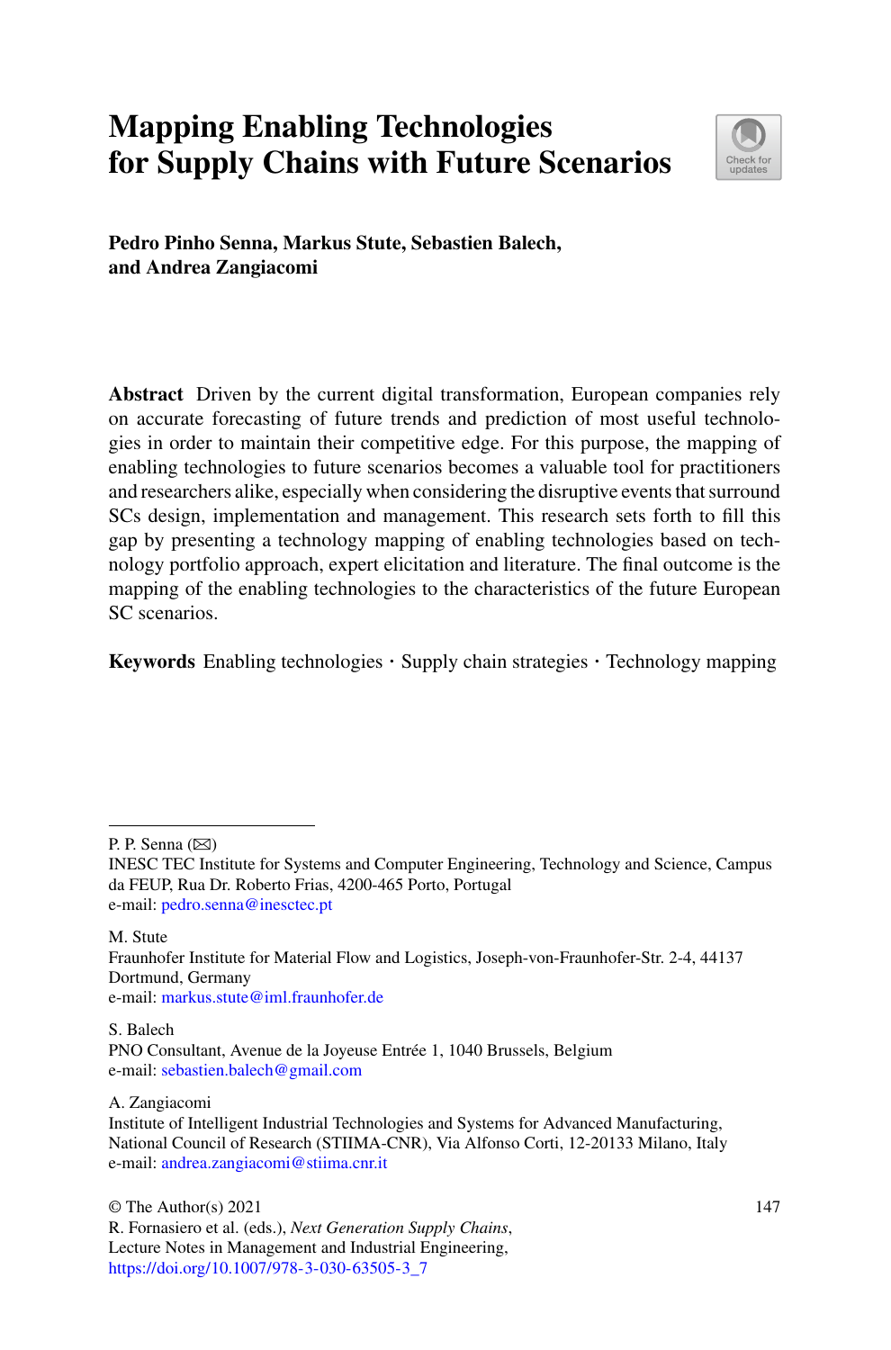# Mapping Enabling Technologies for Supply Chains with Future Scenarios

**Pedro Pinho Senna, Markus Stute, Sebastien Balech, and Andrea Zangiacomi**

**Abstract** Driven by the current digital transformation, European companies rely on accurate forecasting of future trends and prediction of most useful technologies in order to maintain their competitive edge. For this purpose, the mapping of enabling technologies to future scenarios becomes a valuable tool for practitioners and researchers alike, especially when considering the disruptive events that surround SCs design, implementation and management. This research sets forth to fill this gap by presenting a technology mapping of enabling technologies based on technology portfolio approach, expert elicitation and literature. The final outcome is the mapping of the enabling technologies to the characteristics of the future European SC scenarios.

**Keywords** Enabling technologies · Supply chain strategies · Technology mapping

---

P. P. Senna (✉)
INESC TEC Institute for Systems and Computer Engineering, Technology and Science, Campus da FEUP, Rua Dr. Roberto Frias, 4200-465 Porto, Portugal
e-mail: pedro.senna@inesctec.pt

M. Stute
Fraunhofer Institute for Material Flow and Logistics, Joseph-von-Fraunhofer-Str. 2-4, 44137 Dortmund, Germany
e-mail: markus.stute@iml.fraunhofer.de

S. Balech
PNO Consultant, Avenue de la Joyeuse Entrée 1, 1040 Brussels, Belgium
e-mail: sebastien.balech@gmail.com

A. Zangiacomi
Institute of Intelligent Industrial Technologies and Systems for Advanced Manufacturing, National Council of Research (STIIMA-CNR), Via Alfonso Corti, 12-20133 Milano, Italy
e-mail: andrea.zangiacomi@stiima.cnr.it

© The Author(s) 2021
R. Fornasiero et al. (eds.), *Next Generation Supply Chains*, Lecture Notes in Management and Industrial Engineering,
https://doi.org/10.1007/978-3-030-63505-3_7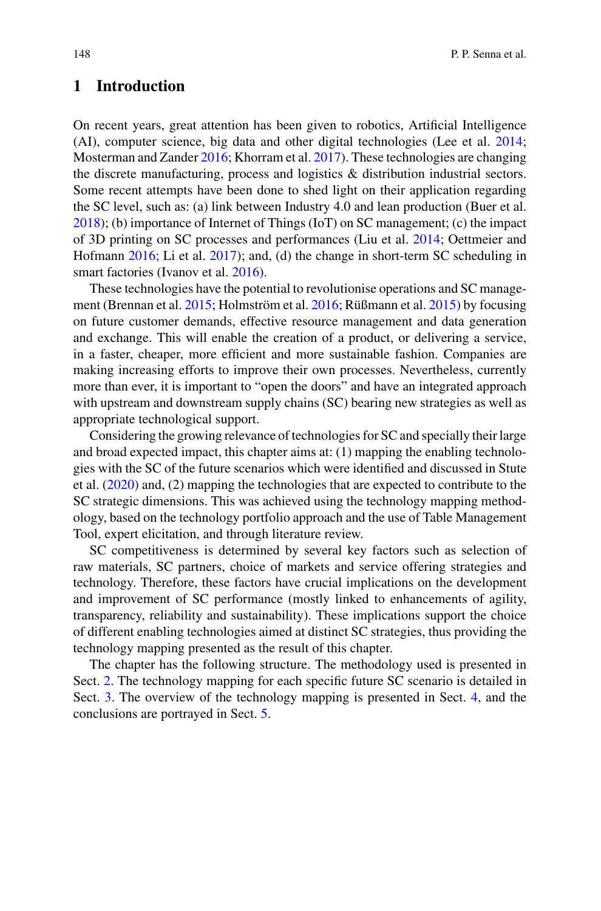## 1 Introduction

On recent years, great attention has been given to robotics, Artificial Intelligence (AI), computer science, big data and other digital technologies (Lee et al. 2014; Mosterman and Zander 2016; Khorram et al. 2017). These technologies are changing the discrete manufacturing, process and logistics & distribution industrial sectors. Some recent attempts have been done to shed light on their application regarding the SC level, such as: (a) link between Industry 4.0 and lean production (Buer et al. 2018); (b) importance of Internet of Things (IoT) on SC management; (c) the impact of 3D printing on SC processes and performances (Liu et al. 2014; Oettmeier and Hofmann 2016; Li et al. 2017); and, (d) the change in short-term SC scheduling in smart factories (Ivanov et al. 2016).

These technologies have the potential to revolutionise operations and SC management (Brennan et al. 2015; Holmström et al. 2016; Rüßmann et al. 2015) by focusing on future customer demands, effective resource management and data generation and exchange. This will enable the creation of a product, or delivering a service, in a faster, cheaper, more efficient and more sustainable fashion. Companies are making increasing efforts to improve their own processes. Nevertheless, currently more than ever, it is important to "open the doors" and have an integrated approach with upstream and downstream supply chains (SC) bearing new strategies as well as appropriate technological support.

Considering the growing relevance of technologies for SC and specially their large and broad expected impact, this chapter aims at: (1) mapping the enabling technologies with the SC of the future scenarios which were identified and discussed in Stute et al. (2020) and, (2) mapping the technologies that are expected to contribute to the SC strategic dimensions. This was achieved using the technology mapping methodology, based on the technology portfolio approach and the use of Table Management Tool, expert elicitation, and through literature review.

SC competitiveness is determined by several key factors such as selection of raw materials, SC partners, choice of markets and service offering strategies and technology. Therefore, these factors have crucial implications on the development and improvement of SC performance (mostly linked to enhancements of agility, transparency, reliability and sustainability). These implications support the choice of different enabling technologies aimed at distinct SC strategies, thus providing the technology mapping presented as the result of this chapter.

The chapter has the following structure. The methodology used is presented in Sect. 2. The technology mapping for each specific future SC scenario is detailed in Sect. 3. The overview of the technology mapping is presented in Sect. 4, and the conclusions are portrayed in Sect. 5.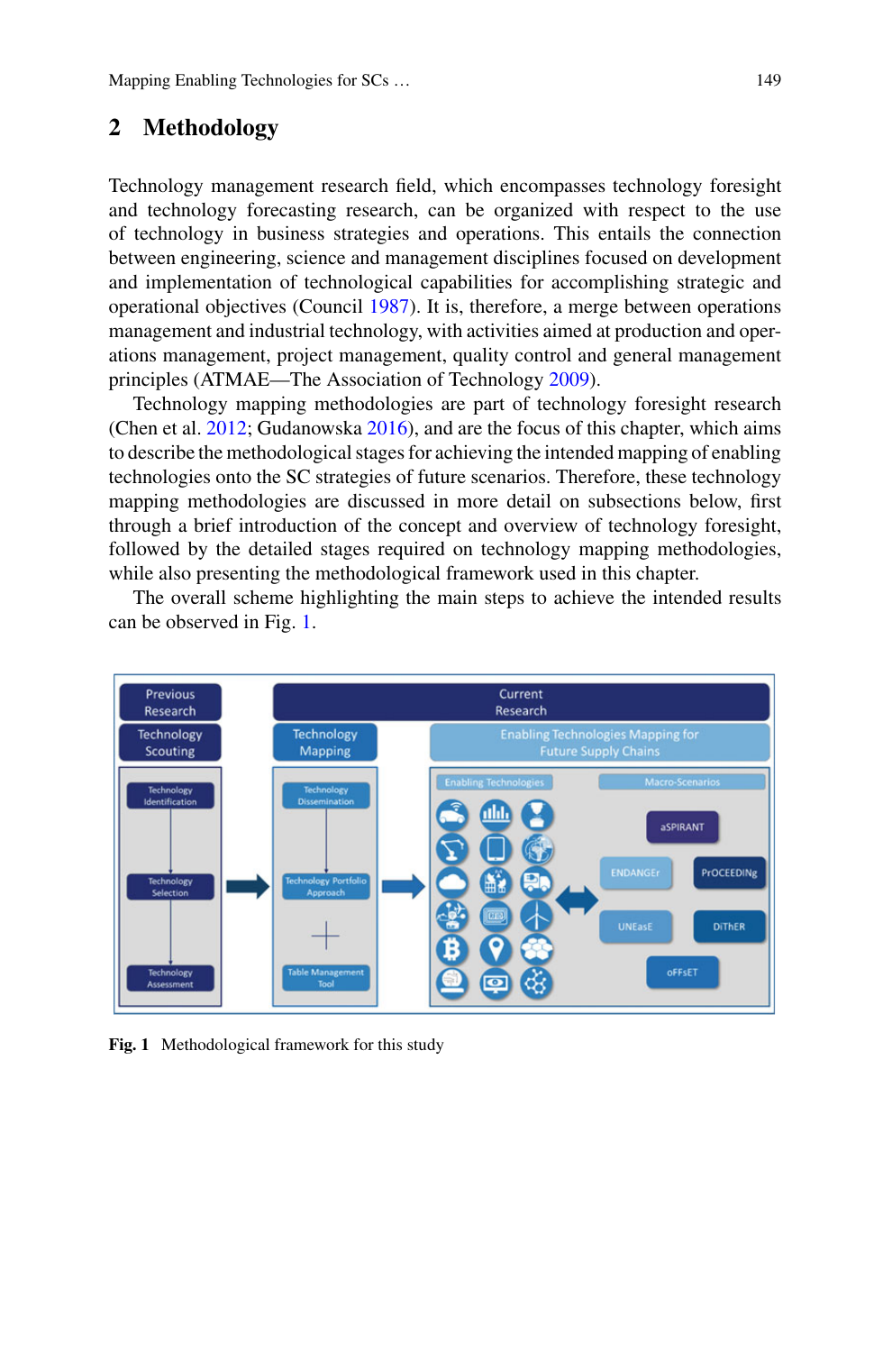## 2 Methodology

Technology management research field, which encompasses technology foresight and technology forecasting research, can be organized with respect to the use of technology in business strategies and operations. This entails the connection between engineering, science and management disciplines focused on development and implementation of technological capabilities for accomplishing strategic and operational objectives (Council 1987). It is, therefore, a merge between operations management and industrial technology, with activities aimed at production and operations management, project management, quality control and general management principles (ATMAE—The Association of Technology 2009).

Technology mapping methodologies are part of technology foresight research (Chen et al. 2012; Gudanowska 2016), and are the focus of this chapter, which aims to describe the methodological stages for achieving the intended mapping of enabling technologies onto the SC strategies of future scenarios. Therefore, these technology mapping methodologies are discussed in more detail on subsections below, first through a brief introduction of the concept and overview of technology foresight, followed by the detailed stages required on technology mapping methodologies, while also presenting the methodological framework used in this chapter.

The overall scheme highlighting the main steps to achieve the intended results can be observed in Fig. 1.

**Fig. 1** Methodological framework for this study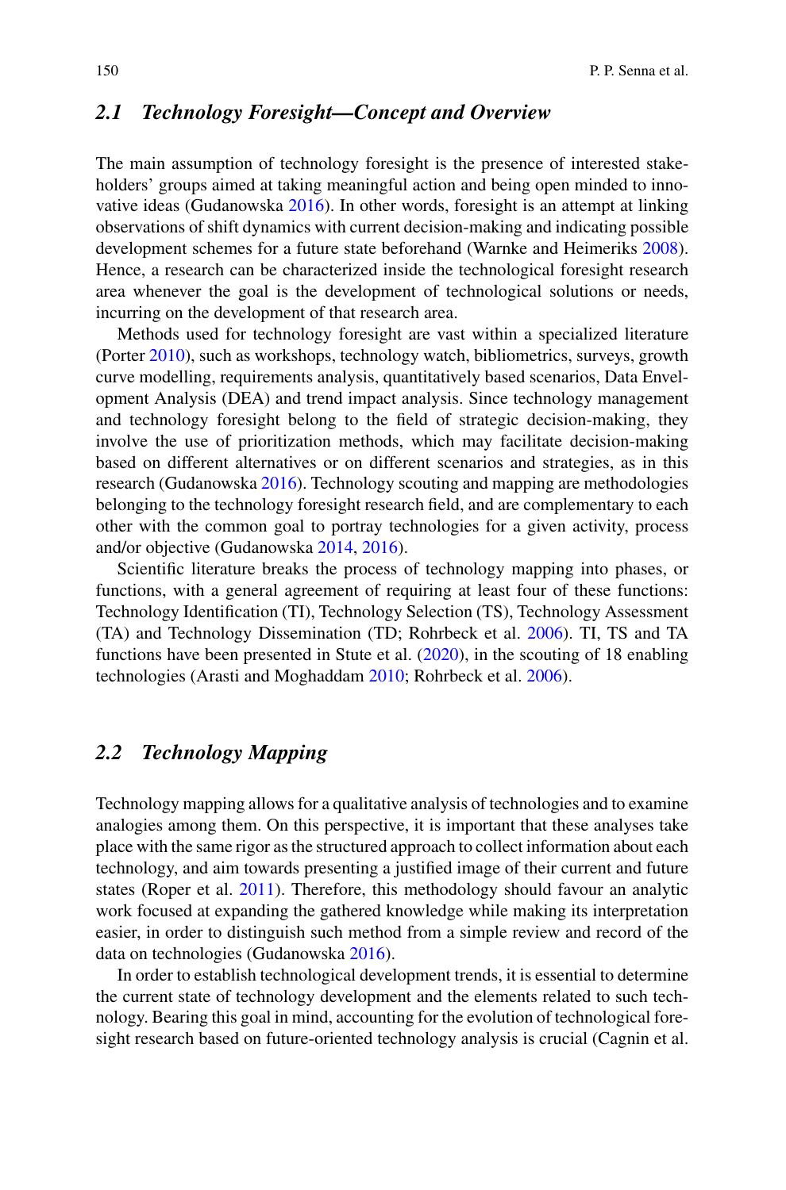### 2.1 Technology Foresight—Concept and Overview

The main assumption of technology foresight is the presence of interested stakeholders' groups aimed at taking meaningful action and being open minded to innovative ideas (Gudanowska 2016). In other words, foresight is an attempt at linking observations of shift dynamics with current decision-making and indicating possible development schemes for a future state beforehand (Warnke and Heimeriks 2008). Hence, a research can be characterized inside the technological foresight research area whenever the goal is the development of technological solutions or needs, incurring on the development of that research area.

Methods used for technology foresight are vast within a specialized literature (Porter 2010), such as workshops, technology watch, bibliometrics, surveys, growth curve modelling, requirements analysis, quantitatively based scenarios, Data Envelopment Analysis (DEA) and trend impact analysis. Since technology management and technology foresight belong to the field of strategic decision-making, they involve the use of prioritization methods, which may facilitate decision-making based on different alternatives or on different scenarios and strategies, as in this research (Gudanowska 2016). Technology scouting and mapping are methodologies belonging to the technology foresight research field, and are complementary to each other with the common goal to portray technologies for a given activity, process and/or objective (Gudanowska 2014, 2016).

Scientific literature breaks the process of technology mapping into phases, or functions, with a general agreement of requiring at least four of these functions: Technology Identification (TI), Technology Selection (TS), Technology Assessment (TA) and Technology Dissemination (TD; Rohrbeck et al. 2006). TI, TS and TA functions have been presented in Stute et al. (2020), in the scouting of 18 enabling technologies (Arasti and Moghaddam 2010; Rohrbeck et al. 2006).

### 2.2 Technology Mapping

Technology mapping allows for a qualitative analysis of technologies and to examine analogies among them. On this perspective, it is important that these analyses take place with the same rigor as the structured approach to collect information about each technology, and aim towards presenting a justified image of their current and future states (Roper et al. 2011). Therefore, this methodology should favour an analytic work focused at expanding the gathered knowledge while making its interpretation easier, in order to distinguish such method from a simple review and record of the data on technologies (Gudanowska 2016).

In order to establish technological development trends, it is essential to determine the current state of technology development and the elements related to such technology. Bearing this goal in mind, accounting for the evolution of technological foresight research based on future-oriented technology analysis is crucial (Cagnin et al.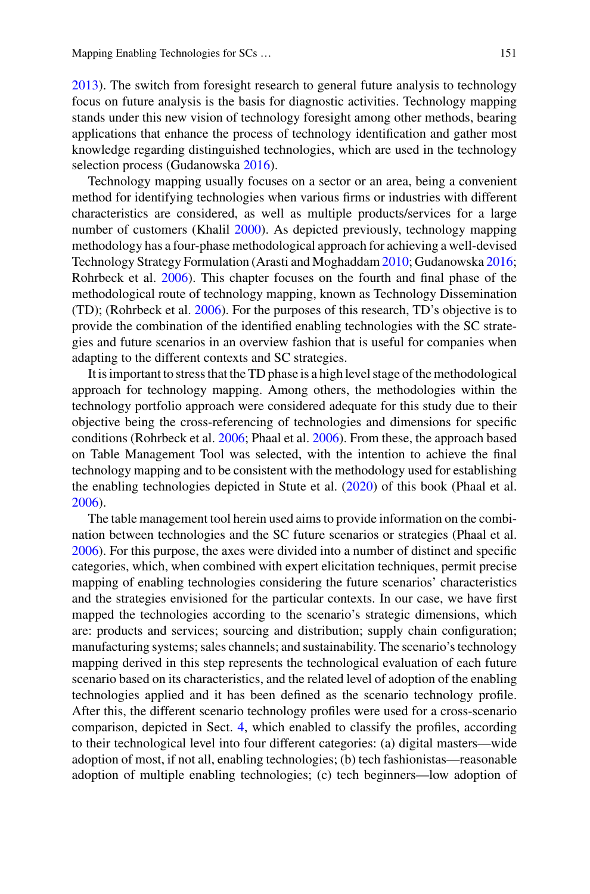2013). The switch from foresight research to general future analysis to technology focus on future analysis is the basis for diagnostic activities. Technology mapping stands under this new vision of technology foresight among other methods, bearing applications that enhance the process of technology identification and gather most knowledge regarding distinguished technologies, which are used in the technology selection process (Gudanowska 2016).

Technology mapping usually focuses on a sector or an area, being a convenient method for identifying technologies when various firms or industries with different characteristics are considered, as well as multiple products/services for a large number of customers (Khalil 2000). As depicted previously, technology mapping methodology has a four-phase methodological approach for achieving a well-devised Technology Strategy Formulation (Arasti and Moghaddam 2010; Gudanowska 2016; Rohrbeck et al. 2006). This chapter focuses on the fourth and final phase of the methodological route of technology mapping, known as Technology Dissemination (TD); (Rohrbeck et al. 2006). For the purposes of this research, TD's objective is to provide the combination of the identified enabling technologies with the SC strategies and future scenarios in an overview fashion that is useful for companies when adapting to the different contexts and SC strategies.

It is important to stress that the TD phase is a high level stage of the methodological approach for technology mapping. Among others, the methodologies within the technology portfolio approach were considered adequate for this study due to their objective being the cross-referencing of technologies and dimensions for specific conditions (Rohrbeck et al. 2006; Phaal et al. 2006). From these, the approach based on Table Management Tool was selected, with the intention to achieve the final technology mapping and to be consistent with the methodology used for establishing the enabling technologies depicted in Stute et al. (2020) of this book (Phaal et al. 2006).

The table management tool herein used aims to provide information on the combination between technologies and the SC future scenarios or strategies (Phaal et al. 2006). For this purpose, the axes were divided into a number of distinct and specific categories, which, when combined with expert elicitation techniques, permit precise mapping of enabling technologies considering the future scenarios' characteristics and the strategies envisioned for the particular contexts. In our case, we have first mapped the technologies according to the scenario's strategic dimensions, which are: products and services; sourcing and distribution; supply chain configuration; manufacturing systems; sales channels; and sustainability. The scenario's technology mapping derived in this step represents the technological evaluation of each future scenario based on its characteristics, and the related level of adoption of the enabling technologies applied and it has been defined as the scenario technology profile. After this, the different scenario technology profiles were used for a cross-scenario comparison, depicted in Sect. 4, which enabled to classify the profiles, according to their technological level into four different categories: (a) digital masters—wide adoption of most, if not all, enabling technologies; (b) tech fashionistas—reasonable adoption of multiple enabling technologies; (c) tech beginners—low adoption of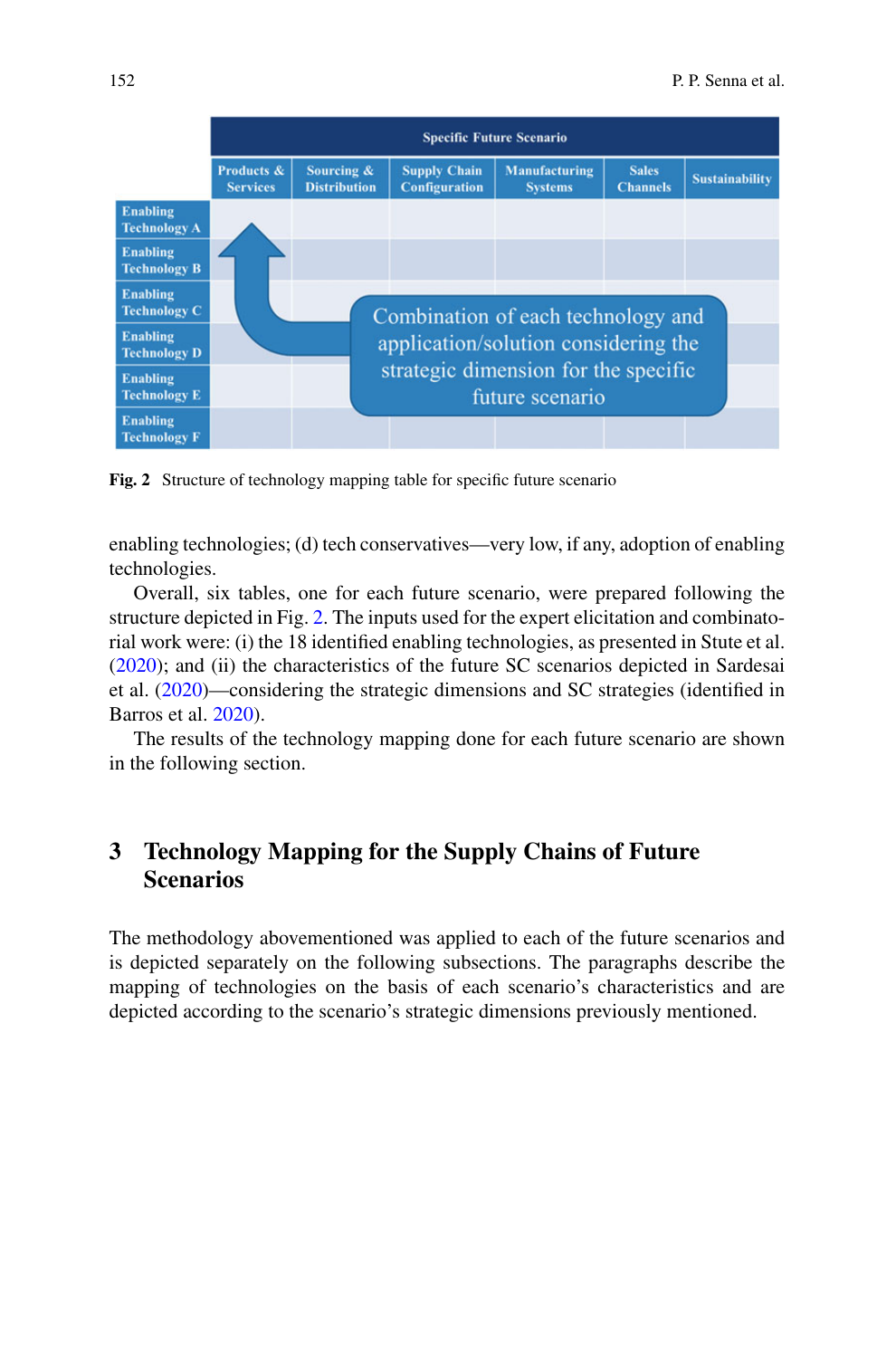| | Specific Future Scenario | | | | | |
|---|---|---|---|---|---|---|
| | Products & Services | Sourcing & Distribution | Supply Chain Configuration | Manufacturing Systems | Sales Channels | Sustainability |
| Enabling Technology A | | | | | | |
| Enabling Technology B | | | | | | |
| Enabling Technology C | | | | | | |
| Enabling Technology D | | | | | | |
| Enabling Technology E | | | | | | |
| Enabling Technology F | | | | | | |

Combination of each technology and application/solution considering the strategic dimension for the specific future scenario

**Fig. 2** Structure of technology mapping table for specific future scenario

enabling technologies; (d) tech conservatives—very low, if any, adoption of enabling technologies.

Overall, six tables, one for each future scenario, were prepared following the structure depicted in Fig. 2. The inputs used for the expert elicitation and combinatorial work were: (i) the 18 identified enabling technologies, as presented in Stute et al. (2020); and (ii) the characteristics of the future SC scenarios depicted in Sardesai et al. (2020)—considering the strategic dimensions and SC strategies (identified in Barros et al. 2020).

The results of the technology mapping done for each future scenario are shown in the following section.

## 3 Technology Mapping for the Supply Chains of Future Scenarios

The methodology abovementioned was applied to each of the future scenarios and is depicted separately on the following subsections. The paragraphs describe the mapping of technologies on the basis of each scenario's characteristics and are depicted according to the scenario's strategic dimensions previously mentioned.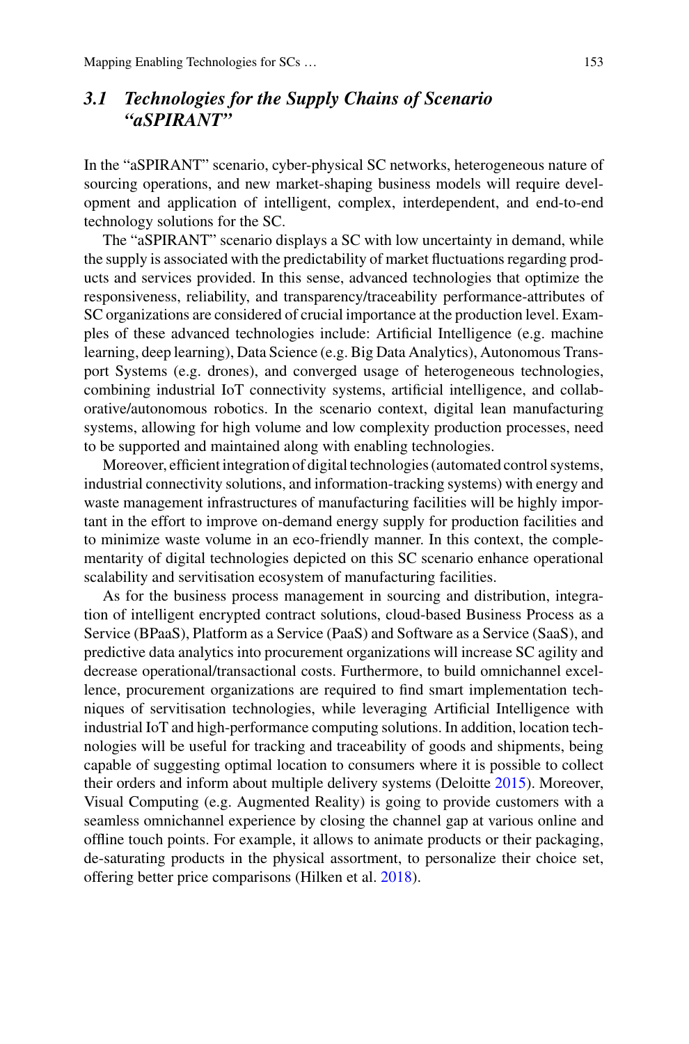### *3.1 Technologies for the Supply Chains of Scenario "aSPIRANT"*

In the "aSPIRANT" scenario, cyber-physical SC networks, heterogeneous nature of sourcing operations, and new market-shaping business models will require development and application of intelligent, complex, interdependent, and end-to-end technology solutions for the SC.

The "aSPIRANT" scenario displays a SC with low uncertainty in demand, while the supply is associated with the predictability of market fluctuations regarding products and services provided. In this sense, advanced technologies that optimize the responsiveness, reliability, and transparency/traceability performance-attributes of SC organizations are considered of crucial importance at the production level. Examples of these advanced technologies include: Artificial Intelligence (e.g. machine learning, deep learning), Data Science (e.g. Big Data Analytics), Autonomous Transport Systems (e.g. drones), and converged usage of heterogeneous technologies, combining industrial IoT connectivity systems, artificial intelligence, and collaborative/autonomous robotics. In the scenario context, digital lean manufacturing systems, allowing for high volume and low complexity production processes, need to be supported and maintained along with enabling technologies.

Moreover, efficient integration of digital technologies (automated control systems, industrial connectivity solutions, and information-tracking systems) with energy and waste management infrastructures of manufacturing facilities will be highly important in the effort to improve on-demand energy supply for production facilities and to minimize waste volume in an eco-friendly manner. In this context, the complementarity of digital technologies depicted on this SC scenario enhance operational scalability and servitisation ecosystem of manufacturing facilities.

As for the business process management in sourcing and distribution, integration of intelligent encrypted contract solutions, cloud-based Business Process as a Service (BPaaS), Platform as a Service (PaaS) and Software as a Service (SaaS), and predictive data analytics into procurement organizations will increase SC agility and decrease operational/transactional costs. Furthermore, to build omnichannel excellence, procurement organizations are required to find smart implementation techniques of servitisation technologies, while leveraging Artificial Intelligence with industrial IoT and high-performance computing solutions. In addition, location technologies will be useful for tracking and traceability of goods and shipments, being capable of suggesting optimal location to consumers where it is possible to collect their orders and inform about multiple delivery systems (Deloitte 2015). Moreover, Visual Computing (e.g. Augmented Reality) is going to provide customers with a seamless omnichannel experience by closing the channel gap at various online and offline touch points. For example, it allows to animate products or their packaging, de-saturating products in the physical assortment, to personalize their choice set, offering better price comparisons (Hilken et al. 2018).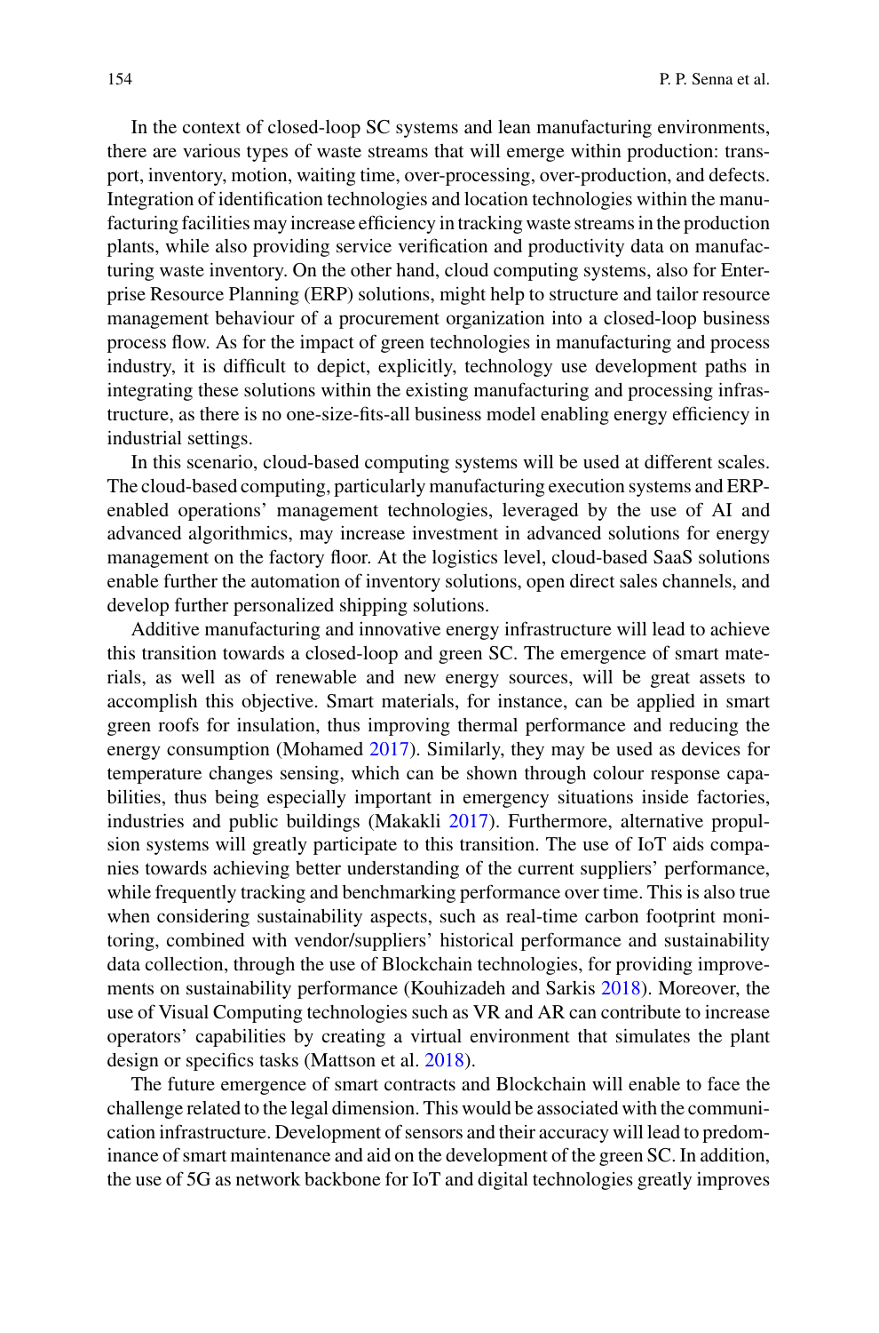In the context of closed-loop SC systems and lean manufacturing environments, there are various types of waste streams that will emerge within production: transport, inventory, motion, waiting time, over-processing, over-production, and defects. Integration of identification technologies and location technologies within the manufacturing facilities may increase efficiency in tracking waste streams in the production plants, while also providing service verification and productivity data on manufacturing waste inventory. On the other hand, cloud computing systems, also for Enterprise Resource Planning (ERP) solutions, might help to structure and tailor resource management behaviour of a procurement organization into a closed-loop business process flow. As for the impact of green technologies in manufacturing and process industry, it is difficult to depict, explicitly, technology use development paths in integrating these solutions within the existing manufacturing and processing infrastructure, as there is no one-size-fits-all business model enabling energy efficiency in industrial settings.

In this scenario, cloud-based computing systems will be used at different scales. The cloud-based computing, particularly manufacturing execution systems and ERP-enabled operations' management technologies, leveraged by the use of AI and advanced algorithmics, may increase investment in advanced solutions for energy management on the factory floor. At the logistics level, cloud-based SaaS solutions enable further the automation of inventory solutions, open direct sales channels, and develop further personalized shipping solutions.

Additive manufacturing and innovative energy infrastructure will lead to achieve this transition towards a closed-loop and green SC. The emergence of smart materials, as well as of renewable and new energy sources, will be great assets to accomplish this objective. Smart materials, for instance, can be applied in smart green roofs for insulation, thus improving thermal performance and reducing the energy consumption (Mohamed 2017). Similarly, they may be used as devices for temperature changes sensing, which can be shown through colour response capabilities, thus being especially important in emergency situations inside factories, industries and public buildings (Makakli 2017). Furthermore, alternative propulsion systems will greatly participate to this transition. The use of IoT aids companies towards achieving better understanding of the current suppliers' performance, while frequently tracking and benchmarking performance over time. This is also true when considering sustainability aspects, such as real-time carbon footprint monitoring, combined with vendor/suppliers' historical performance and sustainability data collection, through the use of Blockchain technologies, for providing improvements on sustainability performance (Kouhizadeh and Sarkis 2018). Moreover, the use of Visual Computing technologies such as VR and AR can contribute to increase operators' capabilities by creating a virtual environment that simulates the plant design or specifics tasks (Mattson et al. 2018).

The future emergence of smart contracts and Blockchain will enable to face the challenge related to the legal dimension. This would be associated with the communication infrastructure. Development of sensors and their accuracy will lead to predominance of smart maintenance and aid on the development of the green SC. In addition, the use of 5G as network backbone for IoT and digital technologies greatly improves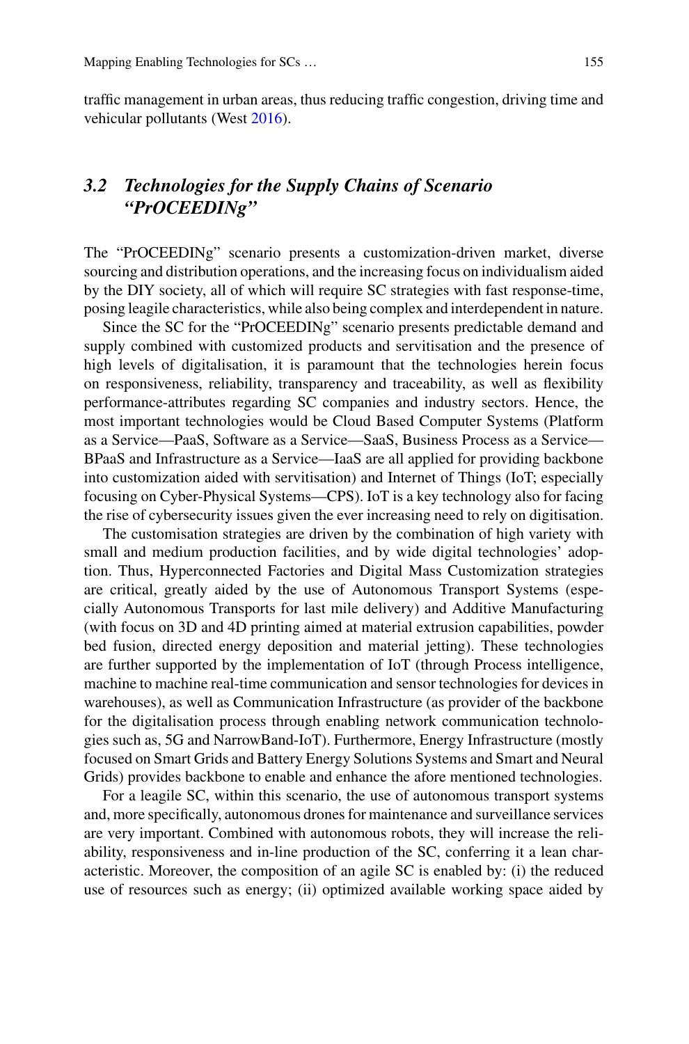traffic management in urban areas, thus reducing traffic congestion, driving time and vehicular pollutants (West 2016).

### *3.2 Technologies for the Supply Chains of Scenario "PrOCEEDINg"*

The "PrOCEEDINg" scenario presents a customization-driven market, diverse sourcing and distribution operations, and the increasing focus on individualism aided by the DIY society, all of which will require SC strategies with fast response-time, posing leagile characteristics, while also being complex and interdependent in nature.

Since the SC for the "PrOCEEDINg" scenario presents predictable demand and supply combined with customized products and servitisation and the presence of high levels of digitalisation, it is paramount that the technologies herein focus on responsiveness, reliability, transparency and traceability, as well as flexibility performance-attributes regarding SC companies and industry sectors. Hence, the most important technologies would be Cloud Based Computer Systems (Platform as a Service—PaaS, Software as a Service—SaaS, Business Process as a Service—BPaaS and Infrastructure as a Service—IaaS are all applied for providing backbone into customization aided with servitisation) and Internet of Things (IoT; especially focusing on Cyber-Physical Systems—CPS). IoT is a key technology also for facing the rise of cybersecurity issues given the ever increasing need to rely on digitisation.

The customisation strategies are driven by the combination of high variety with small and medium production facilities, and by wide digital technologies' adoption. Thus, Hyperconnected Factories and Digital Mass Customization strategies are critical, greatly aided by the use of Autonomous Transport Systems (especially Autonomous Transports for last mile delivery) and Additive Manufacturing (with focus on 3D and 4D printing aimed at material extrusion capabilities, powder bed fusion, directed energy deposition and material jetting). These technologies are further supported by the implementation of IoT (through Process intelligence, machine to machine real-time communication and sensor technologies for devices in warehouses), as well as Communication Infrastructure (as provider of the backbone for the digitalisation process through enabling network communication technologies such as, 5G and NarrowBand-IoT). Furthermore, Energy Infrastructure (mostly focused on Smart Grids and Battery Energy Solutions Systems and Smart and Neural Grids) provides backbone to enable and enhance the afore mentioned technologies.

For a leagile SC, within this scenario, the use of autonomous transport systems and, more specifically, autonomous drones for maintenance and surveillance services are very important. Combined with autonomous robots, they will increase the reliability, responsiveness and in-line production of the SC, conferring it a lean characteristic. Moreover, the composition of an agile SC is enabled by: (i) the reduced use of resources such as energy; (ii) optimized available working space aided by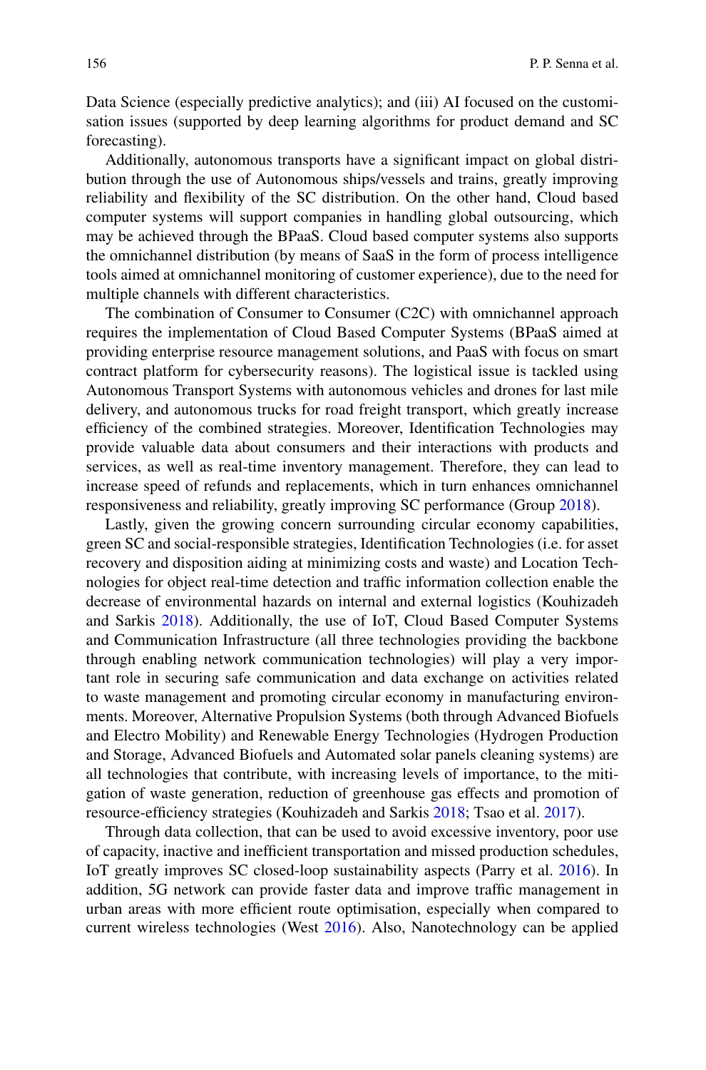Data Science (especially predictive analytics); and (iii) AI focused on the customisation issues (supported by deep learning algorithms for product demand and SC forecasting).

Additionally, autonomous transports have a significant impact on global distribution through the use of Autonomous ships/vessels and trains, greatly improving reliability and flexibility of the SC distribution. On the other hand, Cloud based computer systems will support companies in handling global outsourcing, which may be achieved through the BPaaS. Cloud based computer systems also supports the omnichannel distribution (by means of SaaS in the form of process intelligence tools aimed at omnichannel monitoring of customer experience), due to the need for multiple channels with different characteristics.

The combination of Consumer to Consumer (C2C) with omnichannel approach requires the implementation of Cloud Based Computer Systems (BPaaS aimed at providing enterprise resource management solutions, and PaaS with focus on smart contract platform for cybersecurity reasons). The logistical issue is tackled using Autonomous Transport Systems with autonomous vehicles and drones for last mile delivery, and autonomous trucks for road freight transport, which greatly increase efficiency of the combined strategies. Moreover, Identification Technologies may provide valuable data about consumers and their interactions with products and services, as well as real-time inventory management. Therefore, they can lead to increase speed of refunds and replacements, which in turn enhances omnichannel responsiveness and reliability, greatly improving SC performance (Group 2018).

Lastly, given the growing concern surrounding circular economy capabilities, green SC and social-responsible strategies, Identification Technologies (i.e. for asset recovery and disposition aiding at minimizing costs and waste) and Location Technologies for object real-time detection and traffic information collection enable the decrease of environmental hazards on internal and external logistics (Kouhizadeh and Sarkis 2018). Additionally, the use of IoT, Cloud Based Computer Systems and Communication Infrastructure (all three technologies providing the backbone through enabling network communication technologies) will play a very important role in securing safe communication and data exchange on activities related to waste management and promoting circular economy in manufacturing environments. Moreover, Alternative Propulsion Systems (both through Advanced Biofuels and Electro Mobility) and Renewable Energy Technologies (Hydrogen Production and Storage, Advanced Biofuels and Automated solar panels cleaning systems) are all technologies that contribute, with increasing levels of importance, to the mitigation of waste generation, reduction of greenhouse gas effects and promotion of resource-efficiency strategies (Kouhizadeh and Sarkis 2018; Tsao et al. 2017).

Through data collection, that can be used to avoid excessive inventory, poor use of capacity, inactive and inefficient transportation and missed production schedules, IoT greatly improves SC closed-loop sustainability aspects (Parry et al. 2016). In addition, 5G network can provide faster data and improve traffic management in urban areas with more efficient route optimisation, especially when compared to current wireless technologies (West 2016). Also, Nanotechnology can be applied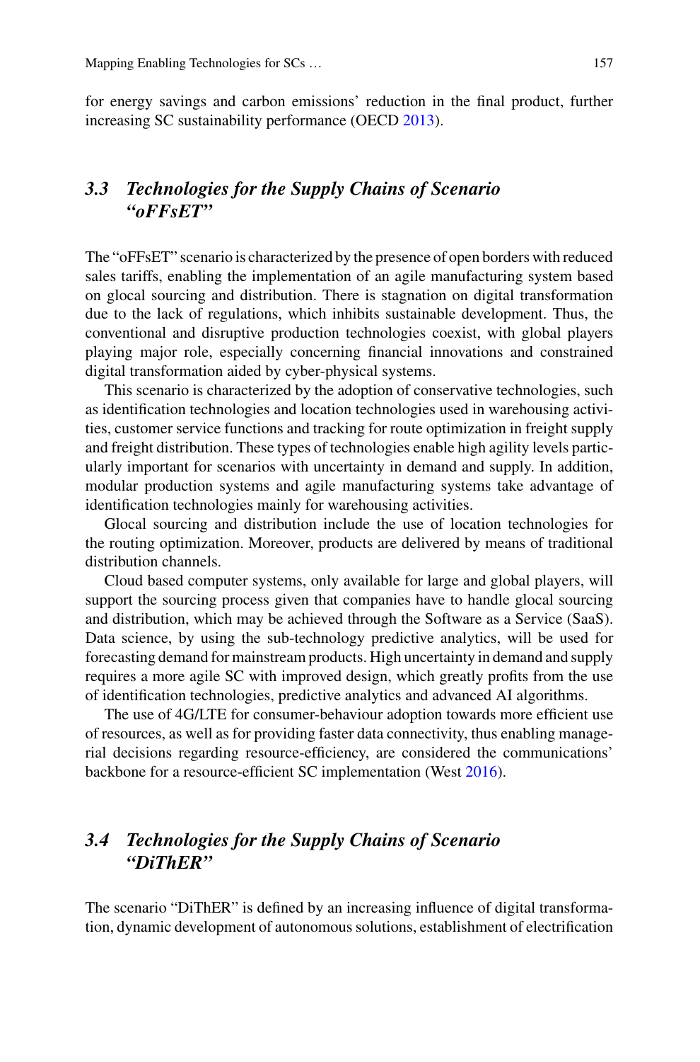for energy savings and carbon emissions' reduction in the final product, further increasing SC sustainability performance (OECD 2013).

## *3.3 Technologies for the Supply Chains of Scenario "oFFsET"*

The "oFFsET" scenario is characterized by the presence of open borders with reduced sales tariffs, enabling the implementation of an agile manufacturing system based on glocal sourcing and distribution. There is stagnation on digital transformation due to the lack of regulations, which inhibits sustainable development. Thus, the conventional and disruptive production technologies coexist, with global players playing major role, especially concerning financial innovations and constrained digital transformation aided by cyber-physical systems.

This scenario is characterized by the adoption of conservative technologies, such as identification technologies and location technologies used in warehousing activities, customer service functions and tracking for route optimization in freight supply and freight distribution. These types of technologies enable high agility levels particularly important for scenarios with uncertainty in demand and supply. In addition, modular production systems and agile manufacturing systems take advantage of identification technologies mainly for warehousing activities.

Glocal sourcing and distribution include the use of location technologies for the routing optimization. Moreover, products are delivered by means of traditional distribution channels.

Cloud based computer systems, only available for large and global players, will support the sourcing process given that companies have to handle glocal sourcing and distribution, which may be achieved through the Software as a Service (SaaS). Data science, by using the sub-technology predictive analytics, will be used for forecasting demand for mainstream products. High uncertainty in demand and supply requires a more agile SC with improved design, which greatly profits from the use of identification technologies, predictive analytics and advanced AI algorithms.

The use of 4G/LTE for consumer-behaviour adoption towards more efficient use of resources, as well as for providing faster data connectivity, thus enabling managerial decisions regarding resource-efficiency, are considered the communications' backbone for a resource-efficient SC implementation (West 2016).

## *3.4 Technologies for the Supply Chains of Scenario "DiThER"*

The scenario "DiThER" is defined by an increasing influence of digital transformation, dynamic development of autonomous solutions, establishment of electrification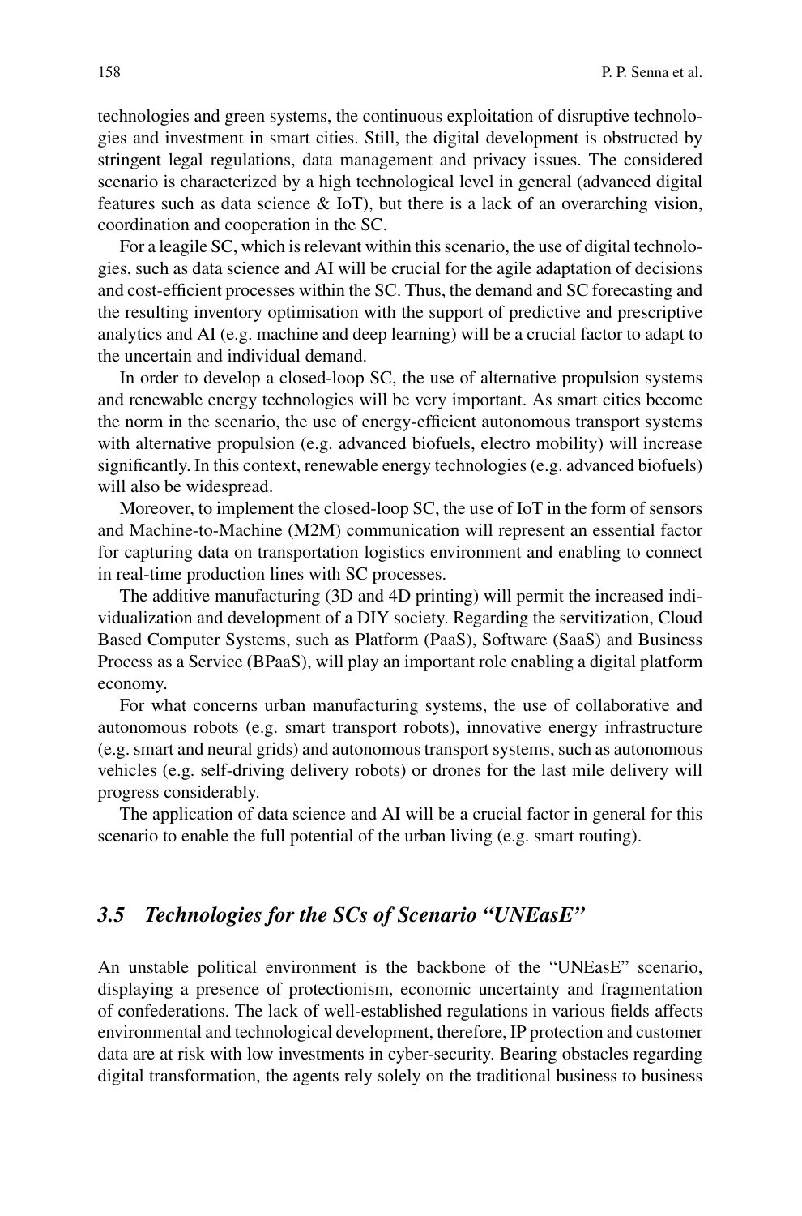technologies and green systems, the continuous exploitation of disruptive technologies and investment in smart cities. Still, the digital development is obstructed by stringent legal regulations, data management and privacy issues. The considered scenario is characterized by a high technological level in general (advanced digital features such as data science & IoT), but there is a lack of an overarching vision, coordination and cooperation in the SC.

For a leagile SC, which is relevant within this scenario, the use of digital technologies, such as data science and AI will be crucial for the agile adaptation of decisions and cost-efficient processes within the SC. Thus, the demand and SC forecasting and the resulting inventory optimisation with the support of predictive and prescriptive analytics and AI (e.g. machine and deep learning) will be a crucial factor to adapt to the uncertain and individual demand.

In order to develop a closed-loop SC, the use of alternative propulsion systems and renewable energy technologies will be very important. As smart cities become the norm in the scenario, the use of energy-efficient autonomous transport systems with alternative propulsion (e.g. advanced biofuels, electro mobility) will increase significantly. In this context, renewable energy technologies (e.g. advanced biofuels) will also be widespread.

Moreover, to implement the closed-loop SC, the use of IoT in the form of sensors and Machine-to-Machine (M2M) communication will represent an essential factor for capturing data on transportation logistics environment and enabling to connect in real-time production lines with SC processes.

The additive manufacturing (3D and 4D printing) will permit the increased individualization and development of a DIY society. Regarding the servitization, Cloud Based Computer Systems, such as Platform (PaaS), Software (SaaS) and Business Process as a Service (BPaaS), will play an important role enabling a digital platform economy.

For what concerns urban manufacturing systems, the use of collaborative and autonomous robots (e.g. smart transport robots), innovative energy infrastructure (e.g. smart and neural grids) and autonomous transport systems, such as autonomous vehicles (e.g. self-driving delivery robots) or drones for the last mile delivery will progress considerably.

The application of data science and AI will be a crucial factor in general for this scenario to enable the full potential of the urban living (e.g. smart routing).

### *3.5 Technologies for the SCs of Scenario "UNEasE"*

An unstable political environment is the backbone of the "UNEasE" scenario, displaying a presence of protectionism, economic uncertainty and fragmentation of confederations. The lack of well-established regulations in various fields affects environmental and technological development, therefore, IP protection and customer data are at risk with low investments in cyber-security. Bearing obstacles regarding digital transformation, the agents rely solely on the traditional business to business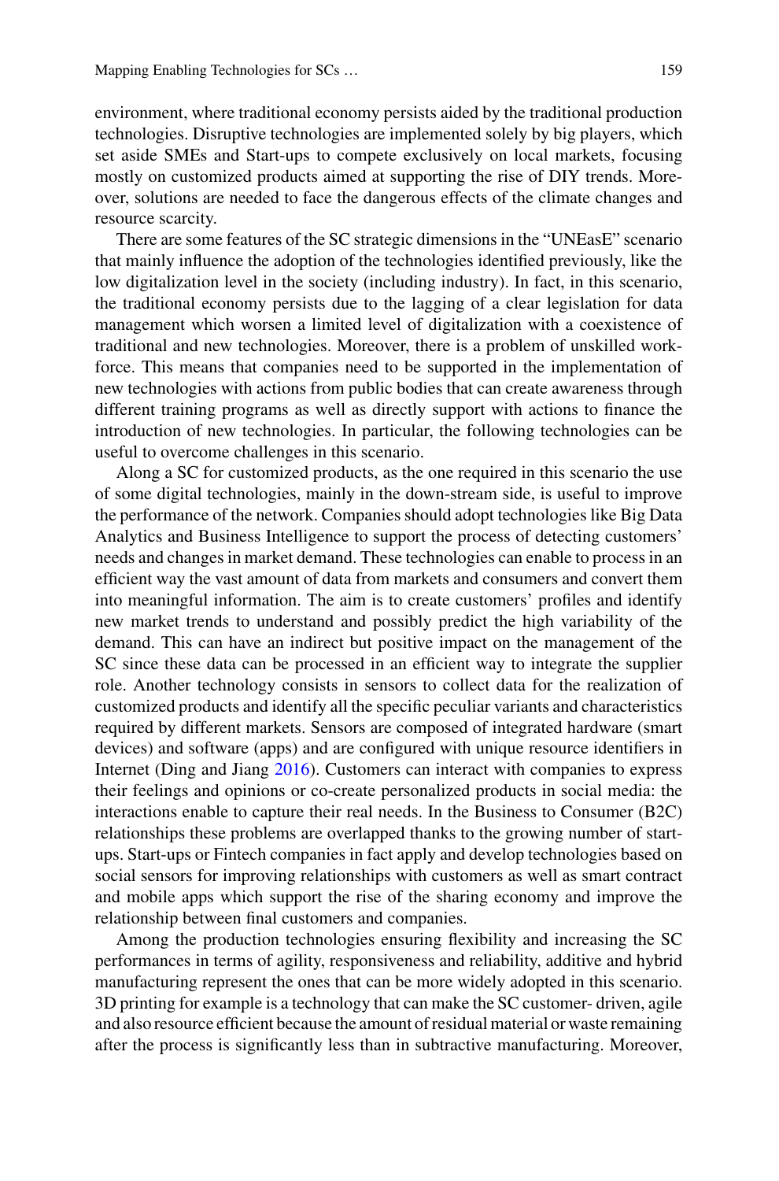environment, where traditional economy persists aided by the traditional production technologies. Disruptive technologies are implemented solely by big players, which set aside SMEs and Start-ups to compete exclusively on local markets, focusing mostly on customized products aimed at supporting the rise of DIY trends. Moreover, solutions are needed to face the dangerous effects of the climate changes and resource scarcity.

There are some features of the SC strategic dimensions in the "UNEasE" scenario that mainly influence the adoption of the technologies identified previously, like the low digitalization level in the society (including industry). In fact, in this scenario, the traditional economy persists due to the lagging of a clear legislation for data management which worsen a limited level of digitalization with a coexistence of traditional and new technologies. Moreover, there is a problem of unskilled workforce. This means that companies need to be supported in the implementation of new technologies with actions from public bodies that can create awareness through different training programs as well as directly support with actions to finance the introduction of new technologies. In particular, the following technologies can be useful to overcome challenges in this scenario.

Along a SC for customized products, as the one required in this scenario the use of some digital technologies, mainly in the down-stream side, is useful to improve the performance of the network. Companies should adopt technologies like Big Data Analytics and Business Intelligence to support the process of detecting customers' needs and changes in market demand. These technologies can enable to process in an efficient way the vast amount of data from markets and consumers and convert them into meaningful information. The aim is to create customers' profiles and identify new market trends to understand and possibly predict the high variability of the demand. This can have an indirect but positive impact on the management of the SC since these data can be processed in an efficient way to integrate the supplier role. Another technology consists in sensors to collect data for the realization of customized products and identify all the specific peculiar variants and characteristics required by different markets. Sensors are composed of integrated hardware (smart devices) and software (apps) and are configured with unique resource identifiers in Internet (Ding and Jiang 2016). Customers can interact with companies to express their feelings and opinions or co-create personalized products in social media: the interactions enable to capture their real needs. In the Business to Consumer (B2C) relationships these problems are overlapped thanks to the growing number of start-ups. Start-ups or Fintech companies in fact apply and develop technologies based on social sensors for improving relationships with customers as well as smart contract and mobile apps which support the rise of the sharing economy and improve the relationship between final customers and companies.

Among the production technologies ensuring flexibility and increasing the SC performances in terms of agility, responsiveness and reliability, additive and hybrid manufacturing represent the ones that can be more widely adopted in this scenario. 3D printing for example is a technology that can make the SC customer- driven, agile and also resource efficient because the amount of residual material or waste remaining after the process is significantly less than in subtractive manufacturing. Moreover,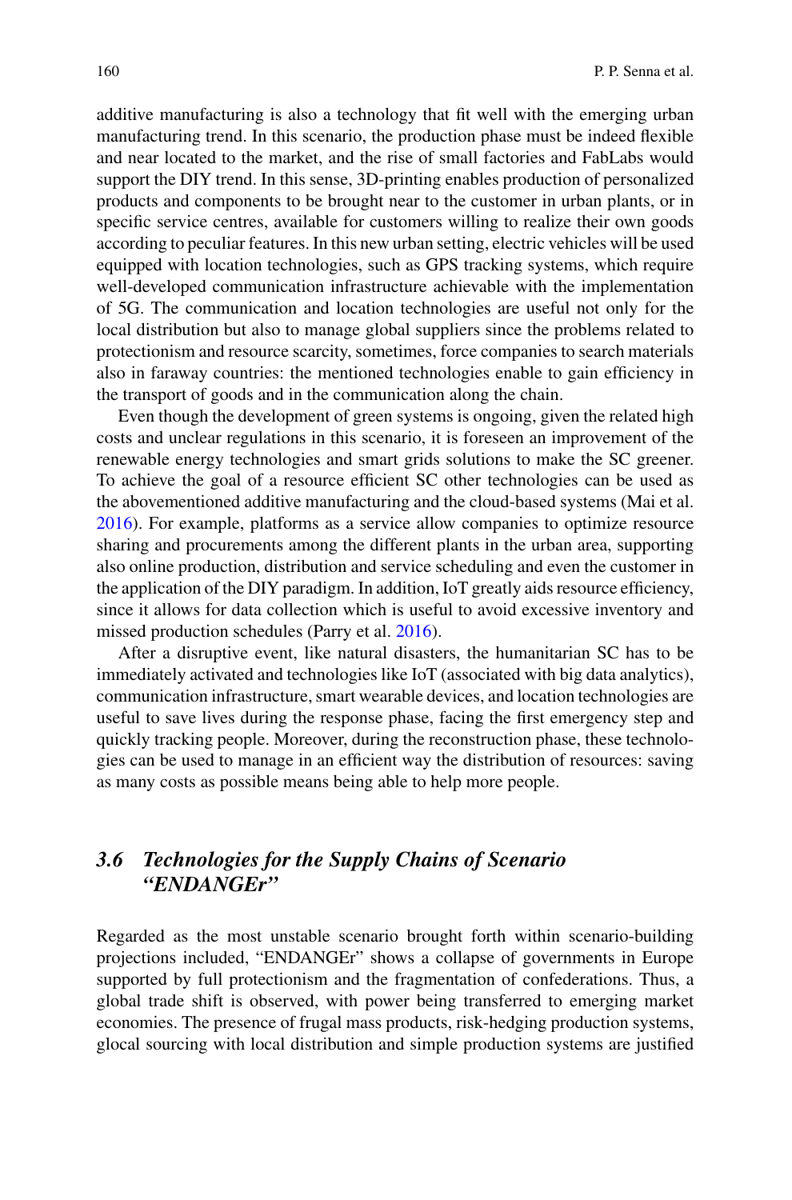additive manufacturing is also a technology that fit well with the emerging urban manufacturing trend. In this scenario, the production phase must be indeed flexible and near located to the market, and the rise of small factories and FabLabs would support the DIY trend. In this sense, 3D-printing enables production of personalized products and components to be brought near to the customer in urban plants, or in specific service centres, available for customers willing to realize their own goods according to peculiar features. In this new urban setting, electric vehicles will be used equipped with location technologies, such as GPS tracking systems, which require well-developed communication infrastructure achievable with the implementation of 5G. The communication and location technologies are useful not only for the local distribution but also to manage global suppliers since the problems related to protectionism and resource scarcity, sometimes, force companies to search materials also in faraway countries: the mentioned technologies enable to gain efficiency in the transport of goods and in the communication along the chain.

Even though the development of green systems is ongoing, given the related high costs and unclear regulations in this scenario, it is foreseen an improvement of the renewable energy technologies and smart grids solutions to make the SC greener. To achieve the goal of a resource efficient SC other technologies can be used as the abovementioned additive manufacturing and the cloud-based systems (Mai et al. 2016). For example, platforms as a service allow companies to optimize resource sharing and procurements among the different plants in the urban area, supporting also online production, distribution and service scheduling and even the customer in the application of the DIY paradigm. In addition, IoT greatly aids resource efficiency, since it allows for data collection which is useful to avoid excessive inventory and missed production schedules (Parry et al. 2016).

After a disruptive event, like natural disasters, the humanitarian SC has to be immediately activated and technologies like IoT (associated with big data analytics), communication infrastructure, smart wearable devices, and location technologies are useful to save lives during the response phase, facing the first emergency step and quickly tracking people. Moreover, during the reconstruction phase, these technologies can be used to manage in an efficient way the distribution of resources: saving as many costs as possible means being able to help more people.

### *3.6 Technologies for the Supply Chains of Scenario "ENDANGEr"*

Regarded as the most unstable scenario brought forth within scenario-building projections included, "ENDANGEr" shows a collapse of governments in Europe supported by full protectionism and the fragmentation of confederations. Thus, a global trade shift is observed, with power being transferred to emerging market economies. The presence of frugal mass products, risk-hedging production systems, glocal sourcing with local distribution and simple production systems are justified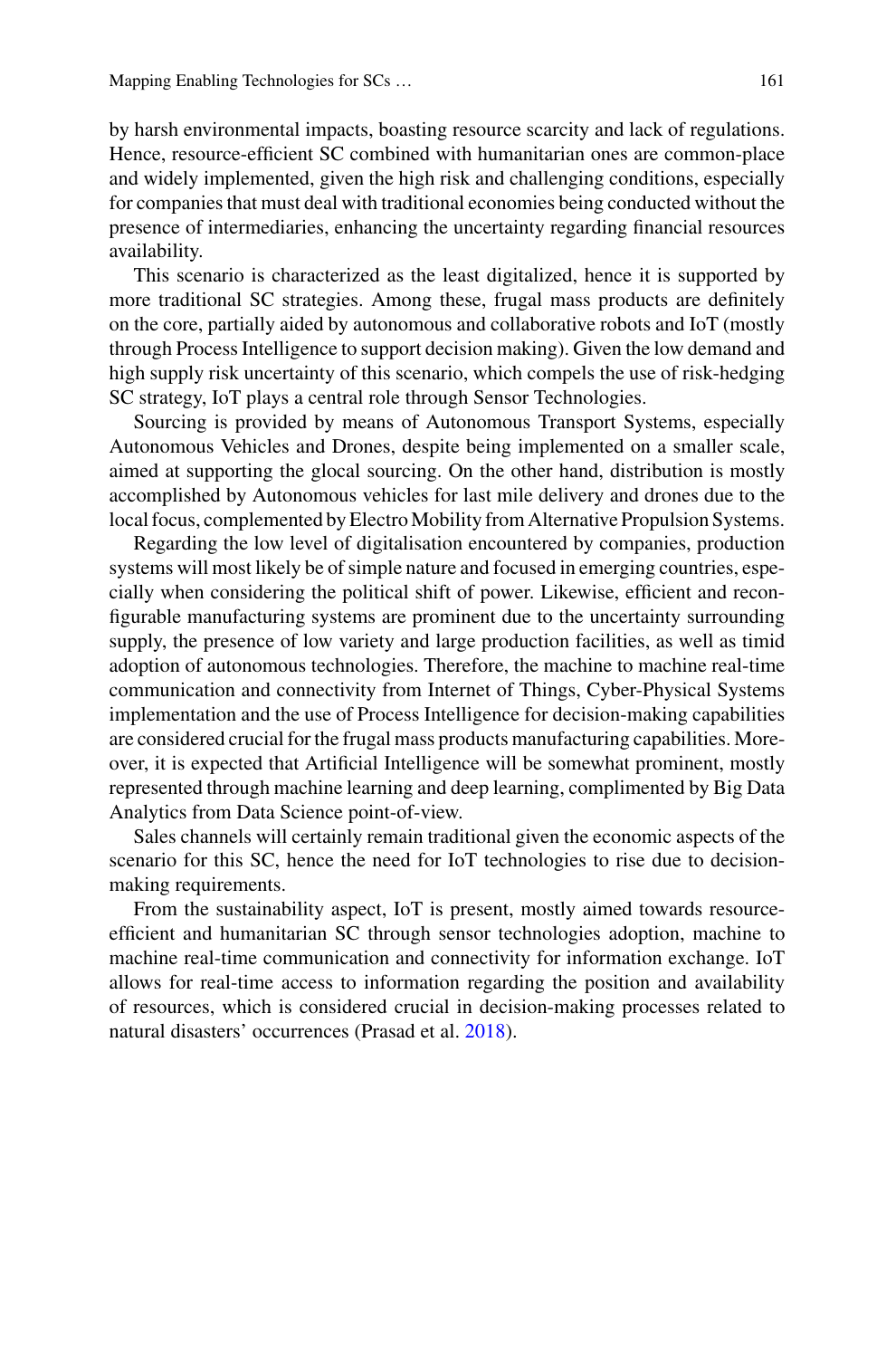by harsh environmental impacts, boasting resource scarcity and lack of regulations. Hence, resource-efficient SC combined with humanitarian ones are common-place and widely implemented, given the high risk and challenging conditions, especially for companies that must deal with traditional economies being conducted without the presence of intermediaries, enhancing the uncertainty regarding financial resources availability.

This scenario is characterized as the least digitalized, hence it is supported by more traditional SC strategies. Among these, frugal mass products are definitely on the core, partially aided by autonomous and collaborative robots and IoT (mostly through Process Intelligence to support decision making). Given the low demand and high supply risk uncertainty of this scenario, which compels the use of risk-hedging SC strategy, IoT plays a central role through Sensor Technologies.

Sourcing is provided by means of Autonomous Transport Systems, especially Autonomous Vehicles and Drones, despite being implemented on a smaller scale, aimed at supporting the glocal sourcing. On the other hand, distribution is mostly accomplished by Autonomous vehicles for last mile delivery and drones due to the local focus, complemented by Electro Mobility from Alternative Propulsion Systems.

Regarding the low level of digitalisation encountered by companies, production systems will most likely be of simple nature and focused in emerging countries, especially when considering the political shift of power. Likewise, efficient and reconfigurable manufacturing systems are prominent due to the uncertainty surrounding supply, the presence of low variety and large production facilities, as well as timid adoption of autonomous technologies. Therefore, the machine to machine real-time communication and connectivity from Internet of Things, Cyber-Physical Systems implementation and the use of Process Intelligence for decision-making capabilities are considered crucial for the frugal mass products manufacturing capabilities. Moreover, it is expected that Artificial Intelligence will be somewhat prominent, mostly represented through machine learning and deep learning, complimented by Big Data Analytics from Data Science point-of-view.

Sales channels will certainly remain traditional given the economic aspects of the scenario for this SC, hence the need for IoT technologies to rise due to decision-making requirements.

From the sustainability aspect, IoT is present, mostly aimed towards resource-efficient and humanitarian SC through sensor technologies adoption, machine to machine real-time communication and connectivity for information exchange. IoT allows for real-time access to information regarding the position and availability of resources, which is considered crucial in decision-making processes related to natural disasters' occurrences (Prasad et al. 2018).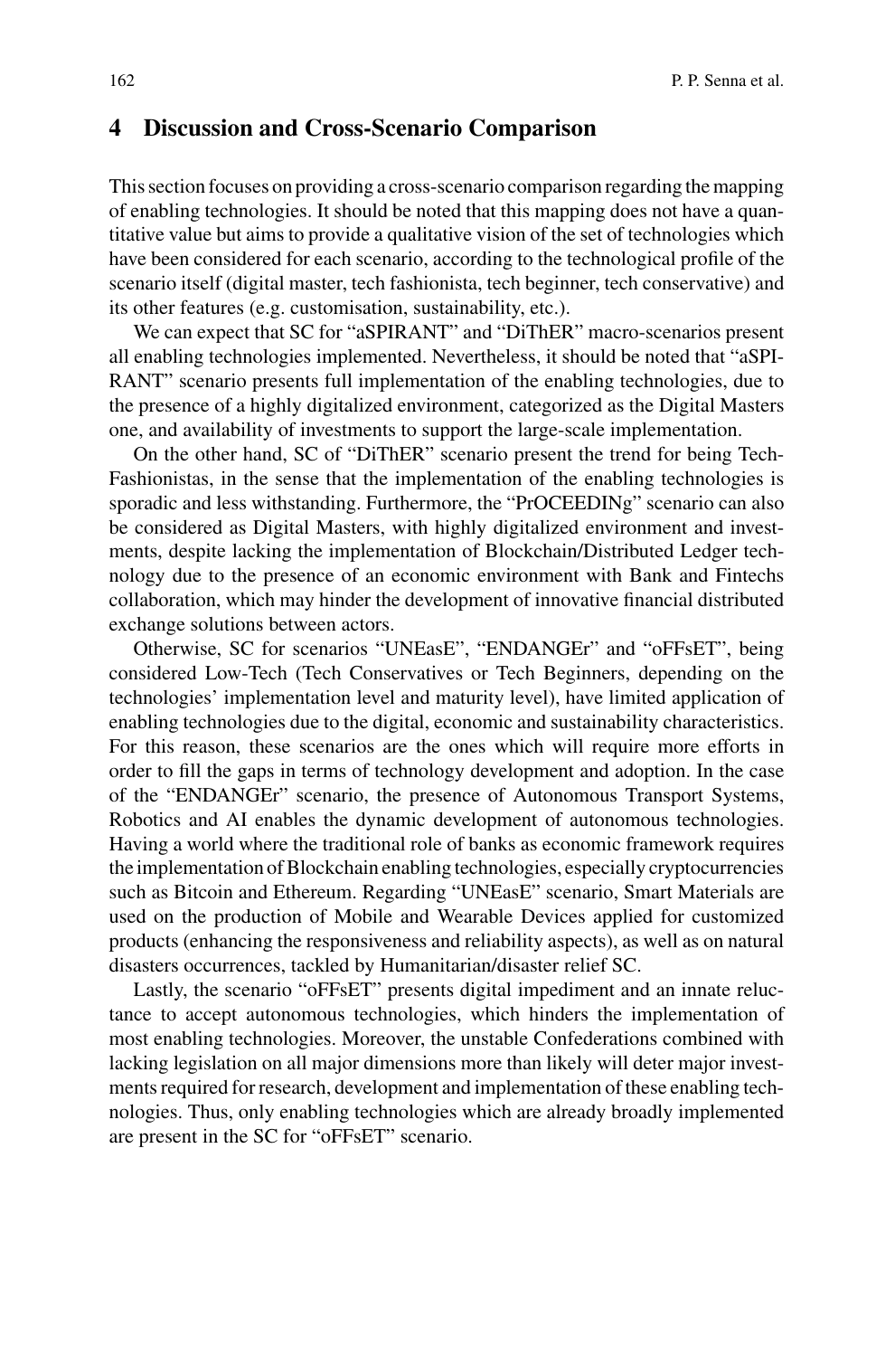## 4 Discussion and Cross-Scenario Comparison

This section focuses on providing a cross-scenario comparison regarding the mapping of enabling technologies. It should be noted that this mapping does not have a quantitative value but aims to provide a qualitative vision of the set of technologies which have been considered for each scenario, according to the technological profile of the scenario itself (digital master, tech fashionista, tech beginner, tech conservative) and its other features (e.g. customisation, sustainability, etc.).

We can expect that SC for "aSPIRANT" and "DiThER" macro-scenarios present all enabling technologies implemented. Nevertheless, it should be noted that "aSPIRANT" scenario presents full implementation of the enabling technologies, due to the presence of a highly digitalized environment, categorized as the Digital Masters one, and availability of investments to support the large-scale implementation.

On the other hand, SC of "DiThER" scenario present the trend for being Tech-Fashionistas, in the sense that the implementation of the enabling technologies is sporadic and less withstanding. Furthermore, the "PrOCEEDINg" scenario can also be considered as Digital Masters, with highly digitalized environment and investments, despite lacking the implementation of Blockchain/Distributed Ledger technology due to the presence of an economic environment with Bank and Fintechs collaboration, which may hinder the development of innovative financial distributed exchange solutions between actors.

Otherwise, SC for scenarios "UNEasE", "ENDANGEr" and "oFFsET", being considered Low-Tech (Tech Conservatives or Tech Beginners, depending on the technologies' implementation level and maturity level), have limited application of enabling technologies due to the digital, economic and sustainability characteristics. For this reason, these scenarios are the ones which will require more efforts in order to fill the gaps in terms of technology development and adoption. In the case of the "ENDANGEr" scenario, the presence of Autonomous Transport Systems, Robotics and AI enables the dynamic development of autonomous technologies. Having a world where the traditional role of banks as economic framework requires the implementation of Blockchain enabling technologies, especially cryptocurrencies such as Bitcoin and Ethereum. Regarding "UNEasE" scenario, Smart Materials are used on the production of Mobile and Wearable Devices applied for customized products (enhancing the responsiveness and reliability aspects), as well as on natural disasters occurrences, tackled by Humanitarian/disaster relief SC.

Lastly, the scenario "oFFsET" presents digital impediment and an innate reluctance to accept autonomous technologies, which hinders the implementation of most enabling technologies. Moreover, the unstable Confederations combined with lacking legislation on all major dimensions more than likely will deter major investments required for research, development and implementation of these enabling technologies. Thus, only enabling technologies which are already broadly implemented are present in the SC for "oFFsET" scenario.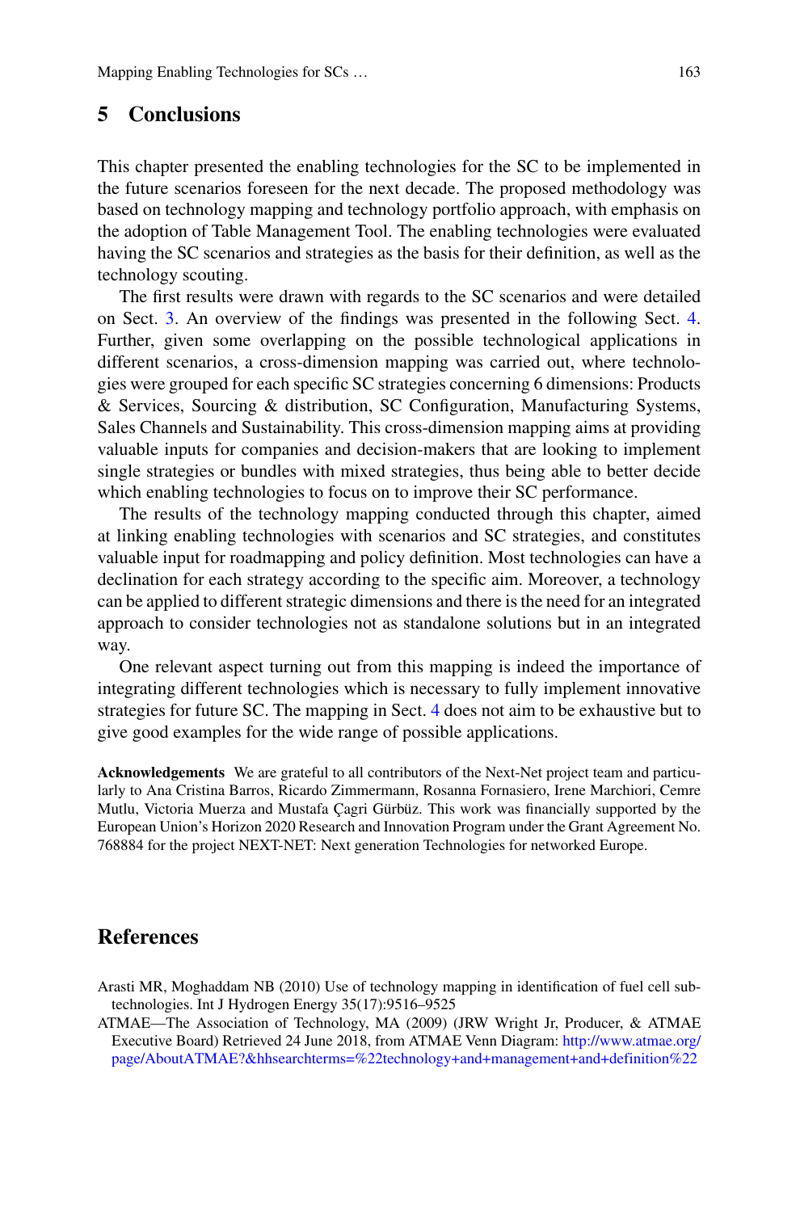## 5 Conclusions

This chapter presented the enabling technologies for the SC to be implemented in the future scenarios foreseen for the next decade. The proposed methodology was based on technology mapping and technology portfolio approach, with emphasis on the adoption of Table Management Tool. The enabling technologies were evaluated having the SC scenarios and strategies as the basis for their definition, as well as the technology scouting.

The first results were drawn with regards to the SC scenarios and were detailed on Sect. 3. An overview of the findings was presented in the following Sect. 4. Further, given some overlapping on the possible technological applications in different scenarios, a cross-dimension mapping was carried out, where technologies were grouped for each specific SC strategies concerning 6 dimensions: Products & Services, Sourcing & distribution, SC Configuration, Manufacturing Systems, Sales Channels and Sustainability. This cross-dimension mapping aims at providing valuable inputs for companies and decision-makers that are looking to implement single strategies or bundles with mixed strategies, thus being able to better decide which enabling technologies to focus on to improve their SC performance.

The results of the technology mapping conducted through this chapter, aimed at linking enabling technologies with scenarios and SC strategies, and constitutes valuable input for roadmapping and policy definition. Most technologies can have a declination for each strategy according to the specific aim. Moreover, a technology can be applied to different strategic dimensions and there is the need for an integrated approach to consider technologies not as standalone solutions but in an integrated way.

One relevant aspect turning out from this mapping is indeed the importance of integrating different technologies which is necessary to fully implement innovative strategies for future SC. The mapping in Sect. 4 does not aim to be exhaustive but to give good examples for the wide range of possible applications.

**Acknowledgements** We are grateful to all contributors of the Next-Net project team and particularly to Ana Cristina Barros, Ricardo Zimmermann, Rosanna Fornasiero, Irene Marchiori, Cemre Mutlu, Victoria Muerza and Mustafa Çagri Gürbüz. This work was financially supported by the European Union's Horizon 2020 Research and Innovation Program under the Grant Agreement No. 768884 for the project NEXT-NET: Next generation Technologies for networked Europe.

## References

Arasti MR, Moghaddam NB (2010) Use of technology mapping in identification of fuel cell sub-technologies. Int J Hydrogen Energy 35(17):9516–9525

ATMAE—The Association of Technology, MA (2009) (JRW Wright Jr, Producer, & ATMAE Executive Board) Retrieved 24 June 2018, from ATMAE Venn Diagram: http://www.atmae.org/page/AboutATMAE?&hhsearchterms=%22technology+and+management+and+definition%22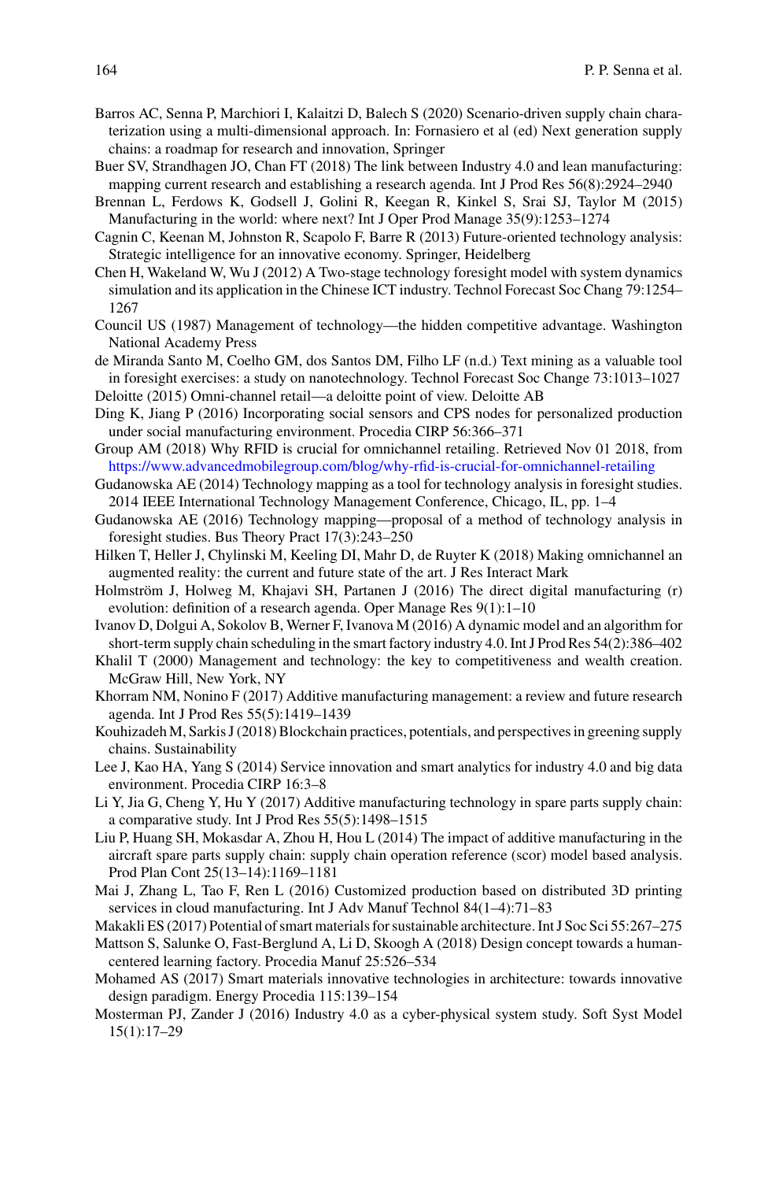Barros AC, Senna P, Marchiori I, Kalaitzi D, Balech S (2020) Scenario-driven supply chain characterization using a multi-dimensional approach. In: Fornasiero et al (ed) Next generation supply chains: a roadmap for research and innovation, Springer

Buer SV, Strandhagen JO, Chan FT (2018) The link between Industry 4.0 and lean manufacturing: mapping current research and establishing a research agenda. Int J Prod Res 56(8):2924–2940

Brennan L, Ferdows K, Godsell J, Golini R, Keegan R, Kinkel S, Srai SJ, Taylor M (2015) Manufacturing in the world: where next? Int J Oper Prod Manage 35(9):1253–1274

Cagnin C, Keenan M, Johnston R, Scapolo F, Barre R (2013) Future-oriented technology analysis: Strategic intelligence for an innovative economy. Springer, Heidelberg

Chen H, Wakeland W, Wu J (2012) A Two-stage technology foresight model with system dynamics simulation and its application in the Chinese ICT industry. Technol Forecast Soc Chang 79:1254–1267

Council US (1987) Management of technology—the hidden competitive advantage. Washington National Academy Press

de Miranda Santo M, Coelho GM, dos Santos DM, Filho LF (n.d.) Text mining as a valuable tool in foresight exercises: a study on nanotechnology. Technol Forecast Soc Change 73:1013–1027

Deloitte (2015) Omni-channel retail—a deloitte point of view. Deloitte AB

Ding K, Jiang P (2016) Incorporating social sensors and CPS nodes for personalized production under social manufacturing environment. Procedia CIRP 56:366–371

Group AM (2018) Why RFID is crucial for omnichannel retailing. Retrieved Nov 01 2018, from https://www.advancedmobilegroup.com/blog/why-rfid-is-crucial-for-omnichannel-retailing

Gudanowska AE (2014) Technology mapping as a tool for technology analysis in foresight studies. 2014 IEEE International Technology Management Conference, Chicago, IL, pp. 1–4

Gudanowska AE (2016) Technology mapping—proposal of a method of technology analysis in foresight studies. Bus Theory Pract 17(3):243–250

Hilken T, Heller J, Chylinski M, Keeling DI, Mahr D, de Ruyter K (2018) Making omnichannel an augmented reality: the current and future state of the art. J Res Interact Mark

Holmström J, Holweg M, Khajavi SH, Partanen J (2016) The direct digital manufacturing (r) evolution: definition of a research agenda. Oper Manage Res 9(1):1–10

Ivanov D, Dolgui A, Sokolov B, Werner F, Ivanova M (2016) A dynamic model and an algorithm for short-term supply chain scheduling in the smart factory industry 4.0. Int J Prod Res 54(2):386–402

Khalil T (2000) Management and technology: the key to competitiveness and wealth creation. McGraw Hill, New York, NY

Khorram NM, Nonino F (2017) Additive manufacturing management: a review and future research agenda. Int J Prod Res 55(5):1419–1439

Kouhizadeh M, Sarkis J (2018) Blockchain practices, potentials, and perspectives in greening supply chains. Sustainability

Lee J, Kao HA, Yang S (2014) Service innovation and smart analytics for industry 4.0 and big data environment. Procedia CIRP 16:3–8

Li Y, Jia G, Cheng Y, Hu Y (2017) Additive manufacturing technology in spare parts supply chain: a comparative study. Int J Prod Res 55(5):1498–1515

Liu P, Huang SH, Mokasdar A, Zhou H, Hou L (2014) The impact of additive manufacturing in the aircraft spare parts supply chain: supply chain operation reference (scor) model based analysis. Prod Plan Cont 25(13–14):1169–1181

Mai J, Zhang L, Tao F, Ren L (2016) Customized production based on distributed 3D printing services in cloud manufacturing. Int J Adv Manuf Technol 84(1–4):71–83

Makakli ES (2017) Potential of smart materials for sustainable architecture. Int J Soc Sci 55:267–275

Mattson S, Salunke O, Fast-Berglund A, Li D, Skoogh A (2018) Design concept towards a human-centered learning factory. Procedia Manuf 25:526–534

Mohamed AS (2017) Smart materials innovative technologies in architecture: towards innovative design paradigm. Energy Procedia 115:139–154

Mosterman PJ, Zander J (2016) Industry 4.0 as a cyber-physical system study. Soft Syst Model 15(1):17–29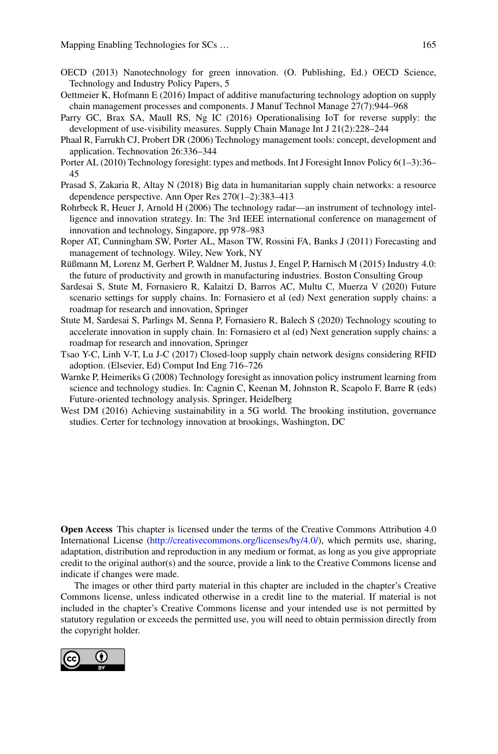OECD (2013) Nanotechnology for green innovation. (O. Publishing, Ed.) OECD Science, Technology and Industry Policy Papers, 5

Oettmeier K, Hofmann E (2016) Impact of additive manufacturing technology adoption on supply chain management processes and components. J Manuf Technol Manage 27(7):944–968

Parry GC, Brax SA, Maull RS, Ng IC (2016) Operationalising IoT for reverse supply: the development of use-visibility measures. Supply Chain Manage Int J 21(2):228–244

Phaal R, Farrukh CJ, Probert DR (2006) Technology management tools: concept, development and application. Technovation 26:336–344

Porter AL (2010) Technology foresight: types and methods. Int J Foresight Innov Policy 6(1–3):36–45

Prasad S, Zakaria R, Altay N (2018) Big data in humanitarian supply chain networks: a resource dependence perspective. Ann Oper Res 270(1–2):383–413

Rohrbeck R, Heuer J, Arnold H (2006) The technology radar—an instrument of technology intelligence and innovation strategy. In: The 3rd IEEE international conference on management of innovation and technology, Singapore, pp 978–983

Roper AT, Cunningham SW, Porter AL, Mason TW, Rossini FA, Banks J (2011) Forecasting and management of technology. Wiley, New York, NY

Rüßmann M, Lorenz M, Gerbert P, Waldner M, Justus J, Engel P, Harnisch M (2015) Industry 4.0: the future of productivity and growth in manufacturing industries. Boston Consulting Group

Sardesai S, Stute M, Fornasiero R, Kalaitzi D, Barros AC, Multu C, Muerza V (2020) Future scenario settings for supply chains. In: Fornasiero et al (ed) Next generation supply chains: a roadmap for research and innovation, Springer

Stute M, Sardesai S, Parlings M, Senna P, Fornasiero R, Balech S (2020) Technology scouting to accelerate innovation in supply chain. In: Fornasiero et al (ed) Next generation supply chains: a roadmap for research and innovation, Springer

Tsao Y-C, Linh V-T, Lu J-C (2017) Closed-loop supply chain network designs considering RFID adoption. (Elsevier, Ed) Comput Ind Eng 716–726

Warnke P, Heimeriks G (2008) Technology foresight as innovation policy instrument learning from science and technology studies. In: Cagnin C, Keenan M, Johnston R, Scapolo F, Barre R (eds) Future-oriented technology analysis. Springer, Heidelberg

West DM (2016) Achieving sustainability in a 5G world. The brooking institution, governance studies. Certer for technology innovation at brookings, Washington, DC

**Open Access** This chapter is licensed under the terms of the Creative Commons Attribution 4.0 International License (http://creativecommons.org/licenses/by/4.0/), which permits use, sharing, adaptation, distribution and reproduction in any medium or format, as long as you give appropriate credit to the original author(s) and the source, provide a link to the Creative Commons license and indicate if changes were made.

The images or other third party material in this chapter are included in the chapter's Creative Commons license, unless indicated otherwise in a credit line to the material. If material is not included in the chapter's Creative Commons license and your intended use is not permitted by statutory regulation or exceeds the permitted use, you will need to obtain permission directly from the copyright holder.